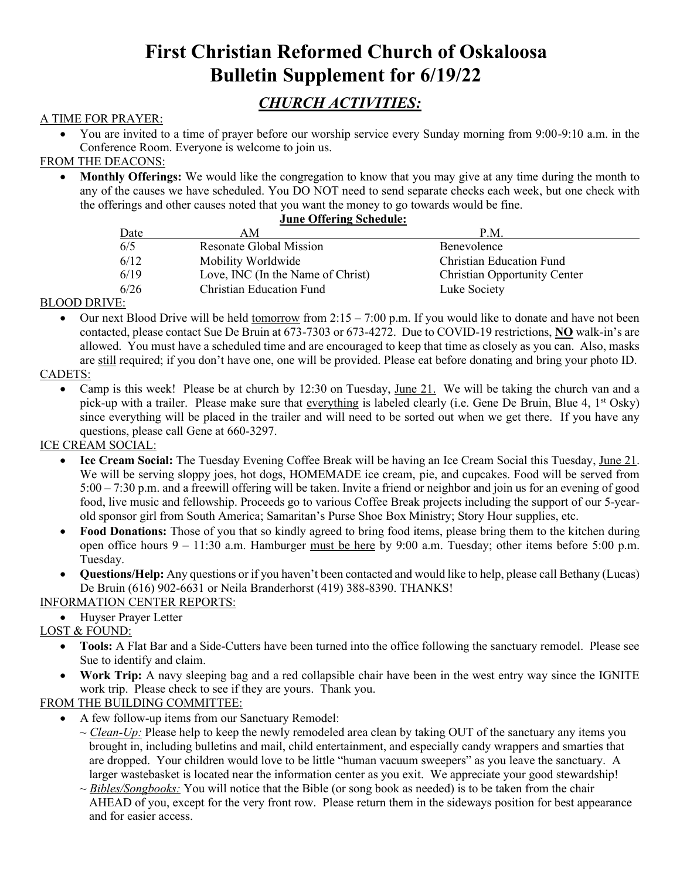# First Christian Reformed Church of Oskaloosa
# Bulletin Supplement for 6/19/22

## *CHURCH ACTIVITIES:*

A TIME FOR PRAYER:

- You are invited to a time of prayer before our worship service every Sunday morning from 9:00-9:10 a.m. in the Conference Room. Everyone is welcome to join us.

FROM THE DEACONS:

- **Monthly Offerings:** We would like the congregation to know that you may give at any time during the month to any of the causes we have scheduled. You DO NOT need to send separate checks each week, but one check with the offerings and other causes noted that you want the money to go towards would be fine.

**June Offering Schedule:**

| Date | AM | P.M. |
|---|---|---|
| 6/5 | Resonate Global Mission | Benevolence |
| 6/12 | Mobility Worldwide | Christian Education Fund |
| 6/19 | Love, INC (In the Name of Christ) | Christian Opportunity Center |
| 6/26 | Christian Education Fund | Luke Society |

BLOOD DRIVE:

- Our next Blood Drive will be held tomorrow from 2:15 – 7:00 p.m. If you would like to donate and have not been contacted, please contact Sue De Bruin at 673-7303 or 673-4272. Due to COVID-19 restrictions, **NO** walk-in's are allowed. You must have a scheduled time and are encouraged to keep that time as closely as you can. Also, masks are still required; if you don't have one, one will be provided. Please eat before donating and bring your photo ID.

CADETS:

- Camp is this week! Please be at church by 12:30 on Tuesday, June 21. We will be taking the church van and a pick-up with a trailer. Please make sure that everything is labeled clearly (i.e. Gene De Bruin, Blue 4, 1st Osky) since everything will be placed in the trailer and will need to be sorted out when we get there. If you have any questions, please call Gene at 660-3297.

ICE CREAM SOCIAL:

- **Ice Cream Social:** The Tuesday Evening Coffee Break will be having an Ice Cream Social this Tuesday, June 21. We will be serving sloppy joes, hot dogs, HOMEMADE ice cream, pie, and cupcakes. Food will be served from 5:00 – 7:30 p.m. and a freewill offering will be taken. Invite a friend or neighbor and join us for an evening of good food, live music and fellowship. Proceeds go to various Coffee Break projects including the support of our 5-year-old sponsor girl from South America; Samaritan's Purse Shoe Box Ministry; Story Hour supplies, etc.
- **Food Donations:** Those of you that so kindly agreed to bring food items, please bring them to the kitchen during open office hours 9 – 11:30 a.m. Hamburger must be here by 9:00 a.m. Tuesday; other items before 5:00 p.m. Tuesday.
- **Questions/Help:** Any questions or if you haven't been contacted and would like to help, please call Bethany (Lucas) De Bruin (616) 902-6631 or Neila Branderhorst (419) 388-8390. THANKS!

INFORMATION CENTER REPORTS:

- Huyser Prayer Letter

LOST & FOUND:

- **Tools:** A Flat Bar and a Side-Cutters have been turned into the office following the sanctuary remodel. Please see Sue to identify and claim.
- **Work Trip:** A navy sleeping bag and a red collapsible chair have been in the west entry way since the IGNITE work trip. Please check to see if they are yours. Thank you.

FROM THE BUILDING COMMITTEE:

- A few follow-up items from our Sanctuary Remodel:
  - ~ *Clean-Up:* Please help to keep the newly remodeled area clean by taking OUT of the sanctuary any items you brought in, including bulletins and mail, child entertainment, and especially candy wrappers and smarties that are dropped. Your children would love to be little "human vacuum sweepers" as you leave the sanctuary. A larger wastebasket is located near the information center as you exit. We appreciate your good stewardship!
  - ~ *Bibles/Songbooks:* You will notice that the Bible (or song book as needed) is to be taken from the chair AHEAD of you, except for the very front row. Please return them in the sideways position for best appearance and for easier access.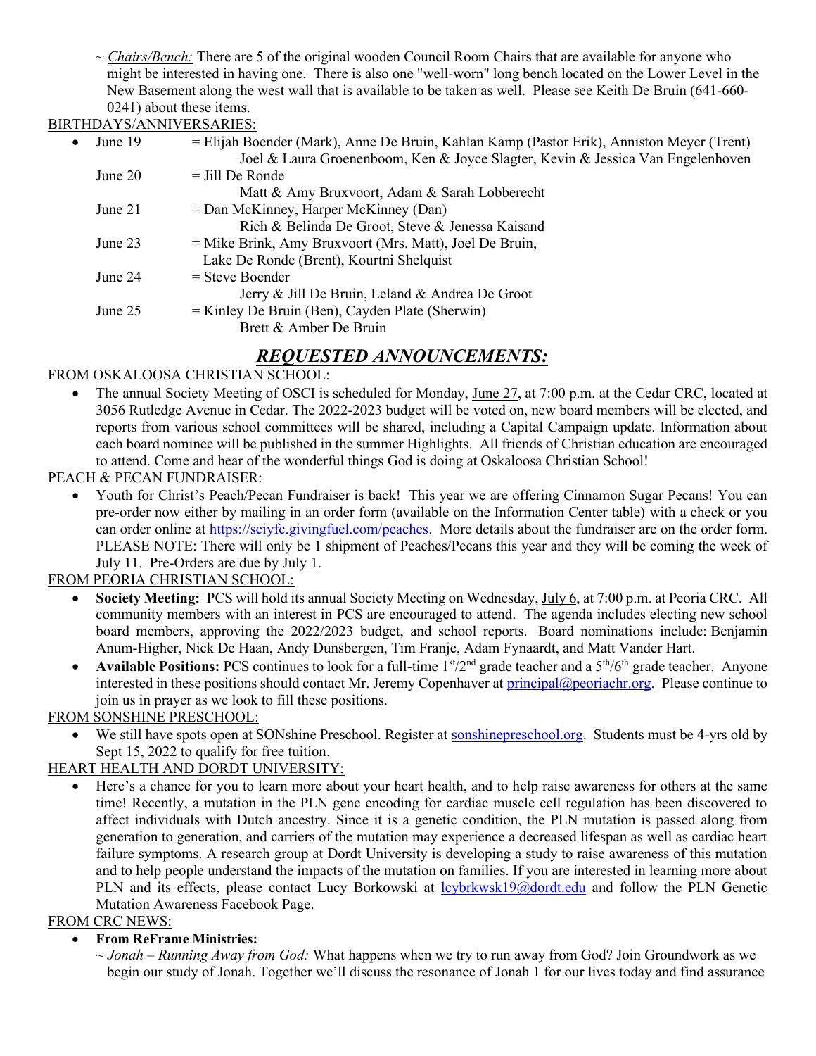~ *Chairs/Bench:* There are 5 of the original wooden Council Room Chairs that are available for anyone who might be interested in having one. There is also one "well-worn" long bench located on the Lower Level in the New Basement along the west wall that is available to be taken as well. Please see Keith De Bruin (641-660-0241) about these items.

BIRTHDAYS/ANNIVERSARIES:

- June 19 = Elijah Boender (Mark), Anne De Bruin, Kahlan Kamp (Pastor Erik), Anniston Meyer (Trent)
  Joel & Laura Groenenboom, Ken & Joyce Slagter, Kevin & Jessica Van Engelenhoven
  June 20 = Jill De Ronde
  Matt & Amy Bruxvoort, Adam & Sarah Lobberecht
  June 21 = Dan McKinney, Harper McKinney (Dan)
  Rich & Belinda De Groot, Steve & Jenessa Kaisand
  June 23 = Mike Brink, Amy Bruxvoort (Mrs. Matt), Joel De Bruin,
  Lake De Ronde (Brent), Kourtni Shelquist
  June 24 = Steve Boender
  Jerry & Jill De Bruin, Leland & Andrea De Groot
  June 25 = Kinley De Bruin (Ben), Cayden Plate (Sherwin)
  Brett & Amber De Bruin

## *REQUESTED ANNOUNCEMENTS:*

FROM OSKALOOSA CHRISTIAN SCHOOL:

- The annual Society Meeting of OSCI is scheduled for Monday, June 27, at 7:00 p.m. at the Cedar CRC, located at 3056 Rutledge Avenue in Cedar. The 2022-2023 budget will be voted on, new board members will be elected, and reports from various school committees will be shared, including a Capital Campaign update. Information about each board nominee will be published in the summer Highlights. All friends of Christian education are encouraged to attend. Come and hear of the wonderful things God is doing at Oskaloosa Christian School!

PEACH & PECAN FUNDRAISER:

- Youth for Christ's Peach/Pecan Fundraiser is back! This year we are offering Cinnamon Sugar Pecans! You can pre-order now either by mailing in an order form (available on the Information Center table) with a check or you can order online at https://sciyfc.givingfuel.com/peaches. More details about the fundraiser are on the order form. PLEASE NOTE: There will only be 1 shipment of Peaches/Pecans this year and they will be coming the week of July 11. Pre-Orders are due by July 1.

FROM PEORIA CHRISTIAN SCHOOL:

- **Society Meeting:** PCS will hold its annual Society Meeting on Wednesday, July 6, at 7:00 p.m. at Peoria CRC. All community members with an interest in PCS are encouraged to attend. The agenda includes electing new school board members, approving the 2022/2023 budget, and school reports. Board nominations include: Benjamin Anum-Higher, Nick De Haan, Andy Dunsbergen, Tim Franje, Adam Fynaardt, and Matt Vander Hart.
- **Available Positions:** PCS continues to look for a full-time 1st/2nd grade teacher and a 5th/6th grade teacher. Anyone interested in these positions should contact Mr. Jeremy Copenhaver at principal@peoriachr.org. Please continue to join us in prayer as we look to fill these positions.

FROM SONSHINE PRESCHOOL:

- We still have spots open at SONshine Preschool. Register at sonshinepreschool.org. Students must be 4-yrs old by Sept 15, 2022 to qualify for free tuition.

HEART HEALTH AND DORDT UNIVERSITY:

- Here's a chance for you to learn more about your heart health, and to help raise awareness for others at the same time! Recently, a mutation in the PLN gene encoding for cardiac muscle cell regulation has been discovered to affect individuals with Dutch ancestry. Since it is a genetic condition, the PLN mutation is passed along from generation to generation, and carriers of the mutation may experience a decreased lifespan as well as cardiac heart failure symptoms. A research group at Dordt University is developing a study to raise awareness of this mutation and to help people understand the impacts of the mutation on families. If you are interested in learning more about PLN and its effects, please contact Lucy Borkowski at lcybrkwsk19@dordt.edu and follow the PLN Genetic Mutation Awareness Facebook Page.

FROM CRC NEWS:

- **From ReFrame Ministries:**
  ~ *Jonah – Running Away from God:* What happens when we try to run away from God? Join Groundwork as we begin our study of Jonah. Together we'll discuss the resonance of Jonah 1 for our lives today and find assurance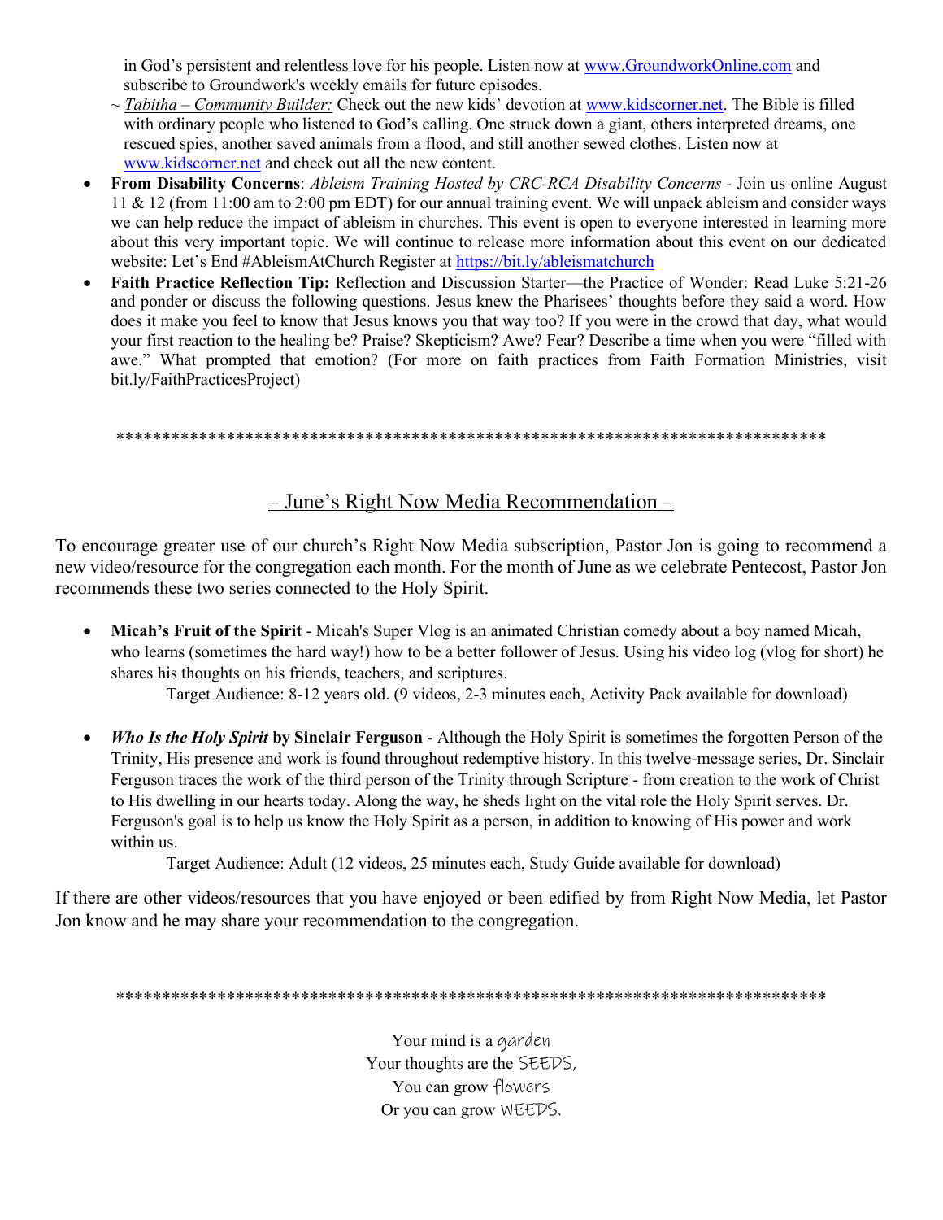in God's persistent and relentless love for his people. Listen now at www.GroundworkOnline.com and subscribe to Groundwork's weekly emails for future episodes.

~ *Tabitha – Community Builder:* Check out the new kids' devotion at www.kidscorner.net. The Bible is filled with ordinary people who listened to God's calling. One struck down a giant, others interpreted dreams, one rescued spies, another saved animals from a flood, and still another sewed clothes. Listen now at www.kidscorner.net and check out all the new content.

- **From Disability Concerns**: *Ableism Training Hosted by CRC-RCA Disability Concerns* - Join us online August 11 & 12 (from 11:00 am to 2:00 pm EDT) for our annual training event. We will unpack ableism and consider ways we can help reduce the impact of ableism in churches. This event is open to everyone interested in learning more about this very important topic. We will continue to release more information about this event on our dedicated website: Let's End #AbleismAtChurch Register at https://bit.ly/ableismatchurch
- **Faith Practice Reflection Tip:** Reflection and Discussion Starter—the Practice of Wonder: Read Luke 5:21-26 and ponder or discuss the following questions. Jesus knew the Pharisees' thoughts before they said a word. How does it make you feel to know that Jesus knows you that way too? If you were in the crowd that day, what would your first reaction to the healing be? Praise? Skepticism? Awe? Fear? Describe a time when you were "filled with awe." What prompted that emotion? (For more on faith practices from Faith Formation Ministries, visit bit.ly/FaithPracticesProject)

********************************************************************************

## – June's Right Now Media Recommendation –

To encourage greater use of our church's Right Now Media subscription, Pastor Jon is going to recommend a new video/resource for the congregation each month. For the month of June as we celebrate Pentecost, Pastor Jon recommends these two series connected to the Holy Spirit.

- **Micah's Fruit of the Spirit** - Micah's Super Vlog is an animated Christian comedy about a boy named Micah, who learns (sometimes the hard way!) how to be a better follower of Jesus. Using his video log (vlog for short) he shares his thoughts on his friends, teachers, and scriptures.

  Target Audience: 8-12 years old. (9 videos, 2-3 minutes each, Activity Pack available for download)

- ***Who Is the Holy Spirit* by Sinclair Ferguson -** Although the Holy Spirit is sometimes the forgotten Person of the Trinity, His presence and work is found throughout redemptive history. In this twelve-message series, Dr. Sinclair Ferguson traces the work of the third person of the Trinity through Scripture - from creation to the work of Christ to His dwelling in our hearts today. Along the way, he sheds light on the vital role the Holy Spirit serves. Dr. Ferguson's goal is to help us know the Holy Spirit as a person, in addition to knowing of His power and work within us.

  Target Audience: Adult (12 videos, 25 minutes each, Study Guide available for download)

If there are other videos/resources that you have enjoyed or been edified by from Right Now Media, let Pastor Jon know and he may share your recommendation to the congregation.

********************************************************************************

Your mind is a garden
Your thoughts are the SEEDS,
You can grow flowers
Or you can grow WEEDS.